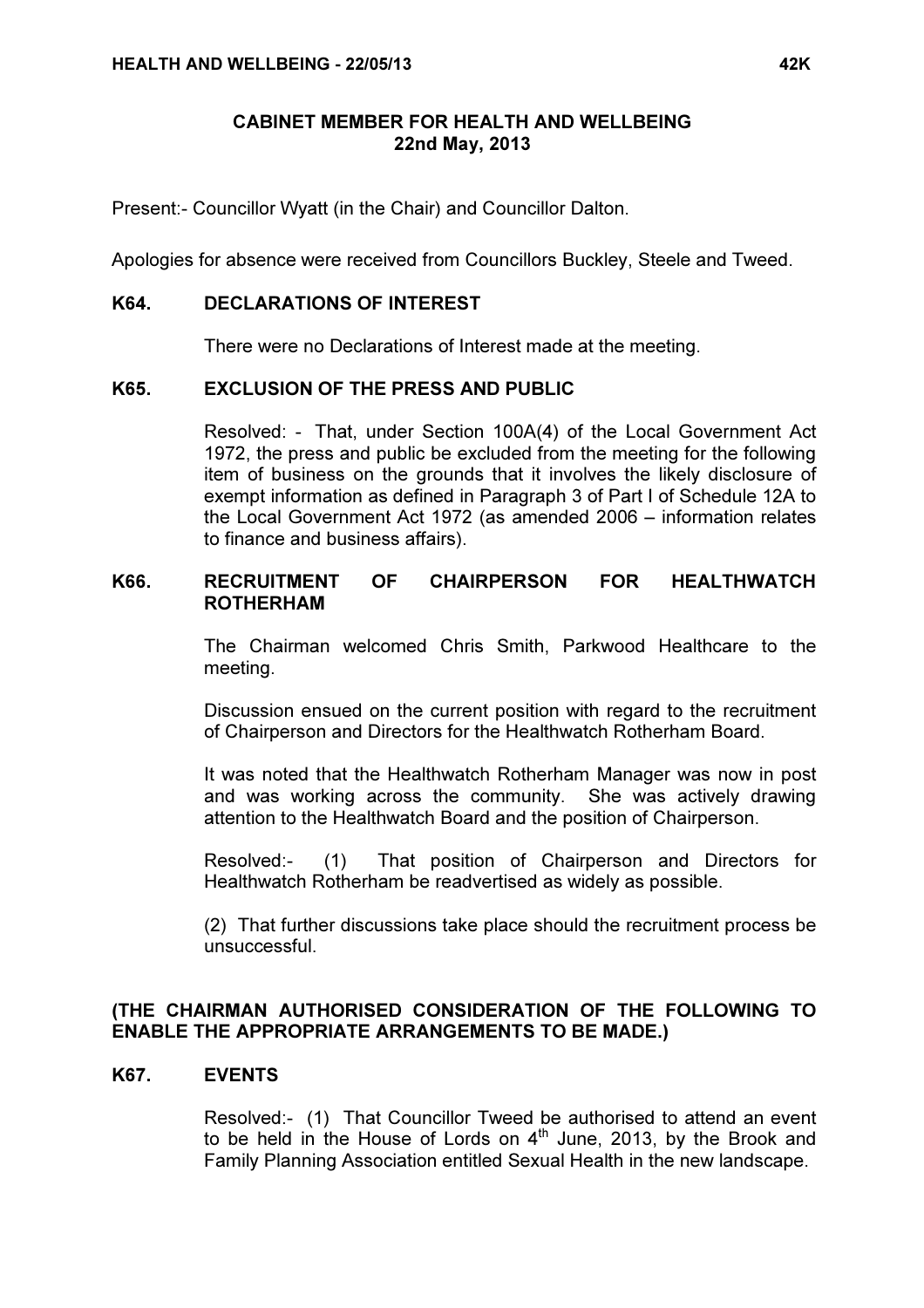# CABINET MEMBER FOR HEALTH AND WELLBEING
## 22nd May, 2013

Present:- Councillor Wyatt (in the Chair) and Councillor Dalton.

Apologies for absence were received from Councillors Buckley, Steele and Tweed.

### K64. DECLARATIONS OF INTEREST

There were no Declarations of Interest made at the meeting.

### K65. EXCLUSION OF THE PRESS AND PUBLIC

Resolved: - That, under Section 100A(4) of the Local Government Act 1972, the press and public be excluded from the meeting for the following item of business on the grounds that it involves the likely disclosure of exempt information as defined in Paragraph 3 of Part I of Schedule 12A to the Local Government Act 1972 (as amended 2006 – information relates to finance and business affairs).

### K66. RECRUITMENT OF CHAIRPERSON FOR HEALTHWATCH ROTHERHAM

The Chairman welcomed Chris Smith, Parkwood Healthcare to the meeting.

Discussion ensued on the current position with regard to the recruitment of Chairperson and Directors for the Healthwatch Rotherham Board.

It was noted that the Healthwatch Rotherham Manager was now in post and was working across the community. She was actively drawing attention to the Healthwatch Board and the position of Chairperson.

Resolved:- (1) That position of Chairperson and Directors for Healthwatch Rotherham be readvertised as widely as possible.

(2) That further discussions take place should the recruitment process be unsuccessful.

**(THE CHAIRMAN AUTHORISED CONSIDERATION OF THE FOLLOWING TO ENABLE THE APPROPRIATE ARRANGEMENTS TO BE MADE.)**

### K67. EVENTS

Resolved:- (1) That Councillor Tweed be authorised to attend an event to be held in the House of Lords on 4th June, 2013, by the Brook and Family Planning Association entitled Sexual Health in the new landscape.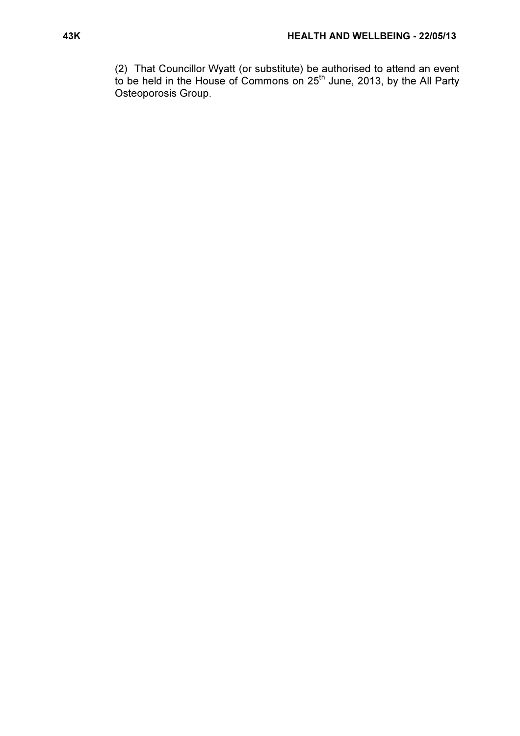(2) That Councillor Wyatt (or substitute) be authorised to attend an event to be held in the House of Commons on 25th June, 2013, by the All Party Osteoporosis Group.